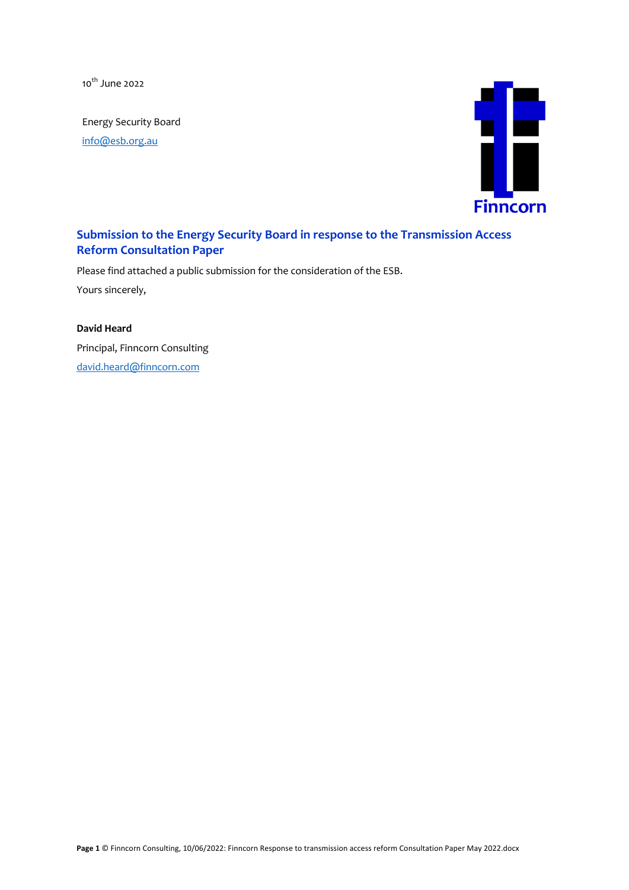10th June 2022

Energy Security Board
info@esb.org.au

Finncorn

## Submission to the Energy Security Board in response to the Transmission Access Reform Consultation Paper

Please find attached a public submission for the consideration of the ESB.

Yours sincerely,

**David Heard**

Principal, Finncorn Consulting

david.heard@finncorn.com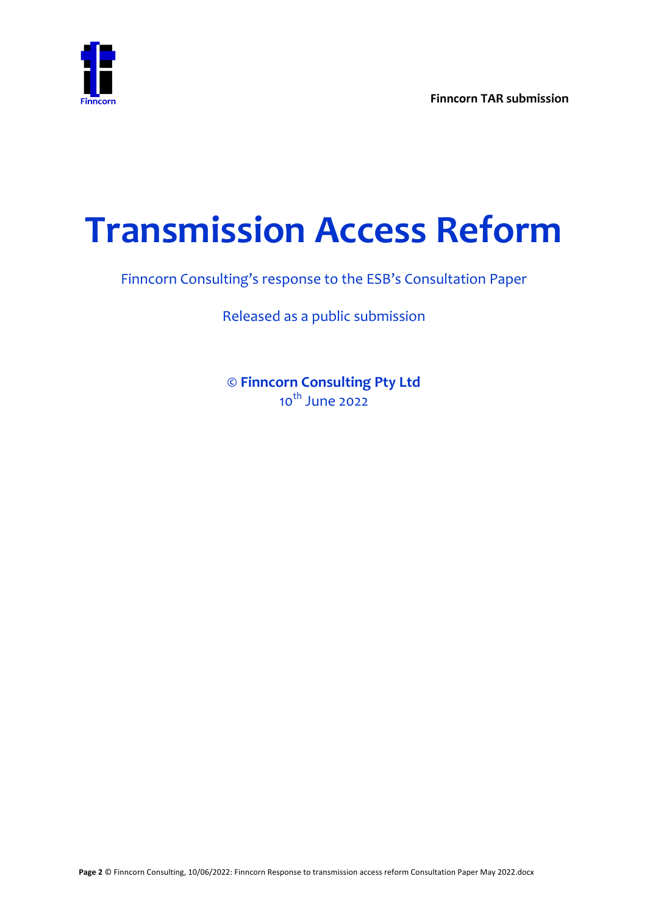Finncorn TAR submission

# Transmission Access Reform

Finncorn Consulting's response to the ESB's Consultation Paper

Released as a public submission

© **Finncorn Consulting Pty Ltd**
10th June 2022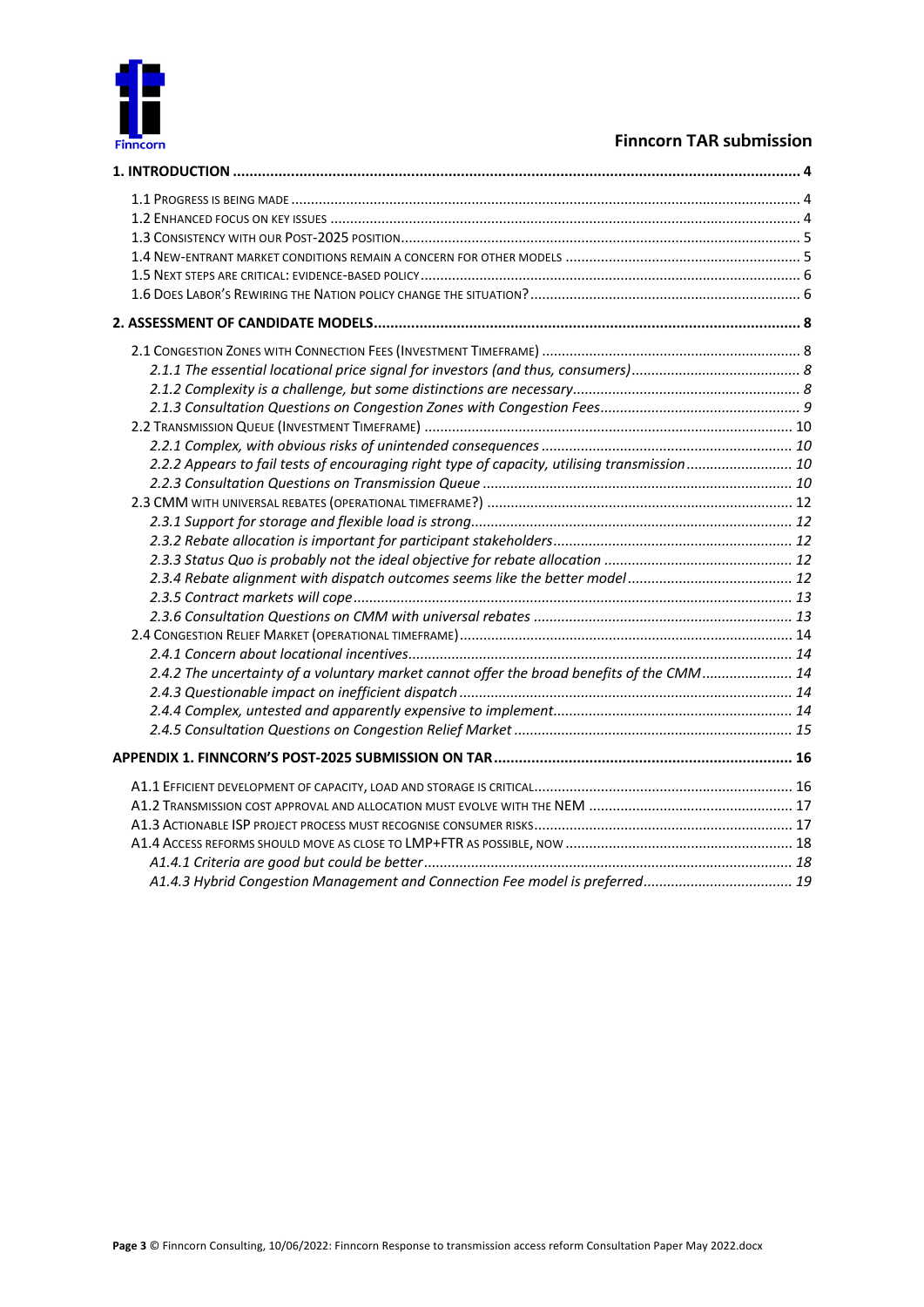**Finncorn TAR submission**

**1. INTRODUCTION** ..... 4

1.1 Progress is being made ..... 4
1.2 Enhanced focus on key issues ..... 4
1.3 Consistency with our Post-2025 position ..... 5
1.4 New-entrant market conditions remain a concern for other models ..... 5
1.5 Next steps are critical: evidence-based policy ..... 6
1.6 Does Labor's Rewiring the Nation policy change the situation? ..... 6

**2. ASSESSMENT OF CANDIDATE MODELS** ..... 8

2.1 Congestion Zones with Connection Fees (Investment Timeframe) ..... 8
*2.1.1 The essential locational price signal for investors (and thus, consumers)* ..... 8
*2.1.2 Complexity is a challenge, but some distinctions are necessary* ..... 8
*2.1.3 Consultation Questions on Congestion Zones with Congestion Fees* ..... 9
2.2 Transmission Queue (Investment Timeframe) ..... 10
*2.2.1 Complex, with obvious risks of unintended consequences* ..... 10
*2.2.2 Appears to fail tests of encouraging right type of capacity, utilising transmission* ..... 10
*2.2.3 Consultation Questions on Transmission Queue* ..... 10
2.3 CMM with universal rebates (Operational Timeframe?) ..... 12
*2.3.1 Support for storage and flexible load is strong* ..... 12
*2.3.2 Rebate allocation is important for participant stakeholders* ..... 12
*2.3.3 Status Quo is probably not the ideal objective for rebate allocation* ..... 12
*2.3.4 Rebate alignment with dispatch outcomes seems like the better model* ..... 12
*2.3.5 Contract markets will cope* ..... 13
*2.3.6 Consultation Questions on CMM with universal rebates* ..... 13
2.4 Congestion Relief Market (Operational Timeframe) ..... 14
*2.4.1 Concern about locational incentives* ..... 14
*2.4.2 The uncertainty of a voluntary market cannot offer the broad benefits of the CMM* ..... 14
*2.4.3 Questionable impact on inefficient dispatch* ..... 14
*2.4.4 Complex, untested and apparently expensive to implement* ..... 14
*2.4.5 Consultation Questions on Congestion Relief Market* ..... 15

**APPENDIX 1. FINNCORN'S POST-2025 SUBMISSION ON TAR** ..... 16

A1.1 Efficient development of capacity, load and storage is critical ..... 16
A1.2 Transmission cost approval and allocation must evolve with the NEM ..... 17
A1.3 Actionable ISP project process must recognise consumer risks ..... 17
A1.4 Access reforms should move as close to LMP+FTR as possible, now ..... 18
*A1.4.1 Criteria are good but could be better* ..... 18
*A1.4.3 Hybrid Congestion Management and Connection Fee model is preferred* ..... 19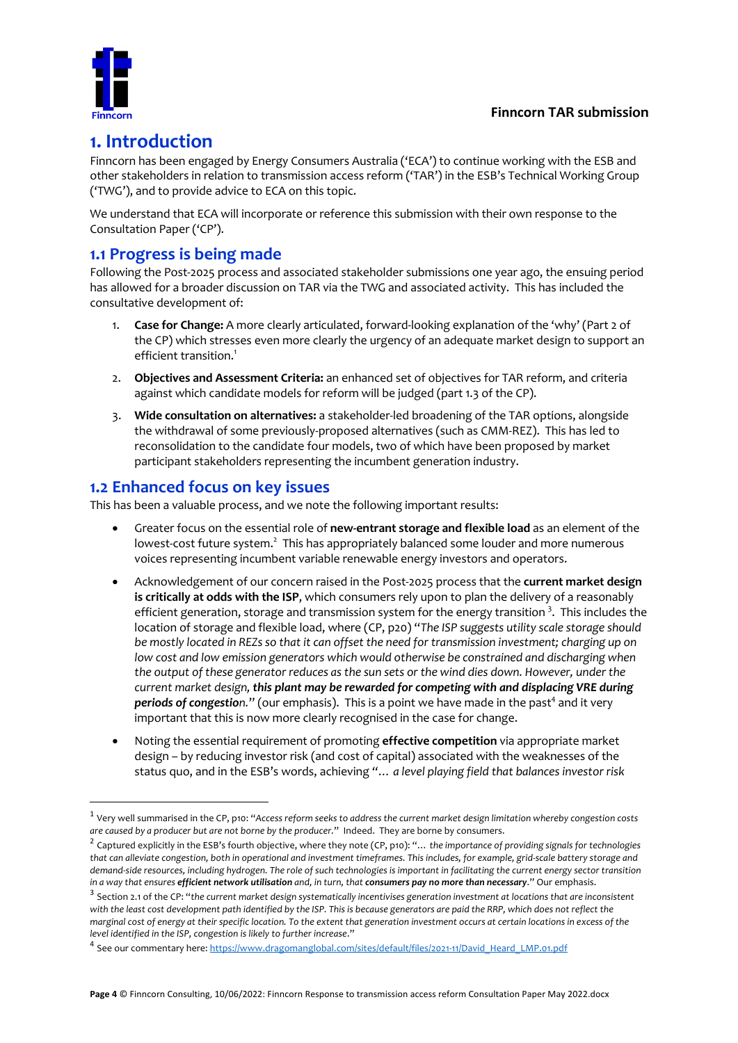# 1. Introduction

Finncorn has been engaged by Energy Consumers Australia ('ECA') to continue working with the ESB and other stakeholders in relation to transmission access reform ('TAR') in the ESB's Technical Working Group ('TWG'), and to provide advice to ECA on this topic.

We understand that ECA will incorporate or reference this submission with their own response to the Consultation Paper ('CP').

## 1.1 Progress is being made

Following the Post-2025 process and associated stakeholder submissions one year ago, the ensuing period has allowed for a broader discussion on TAR via the TWG and associated activity. This has included the consultative development of:

1. **Case for Change:** A more clearly articulated, forward-looking explanation of the 'why' (Part 2 of the CP) which stresses even more clearly the urgency of an adequate market design to support an efficient transition.[1]
2. **Objectives and Assessment Criteria:** an enhanced set of objectives for TAR reform, and criteria against which candidate models for reform will be judged (part 1.3 of the CP).
3. **Wide consultation on alternatives:** a stakeholder-led broadening of the TAR options, alongside the withdrawal of some previously-proposed alternatives (such as CMM-REZ). This has led to reconsolidation to the candidate four models, two of which have been proposed by market participant stakeholders representing the incumbent generation industry.

## 1.2 Enhanced focus on key issues

This has been a valuable process, and we note the following important results:

- Greater focus on the essential role of **new-entrant storage and flexible load** as an element of the lowest-cost future system.[2] This has appropriately balanced some louder and more numerous voices representing incumbent variable renewable energy investors and operators.
- Acknowledgement of our concern raised in the Post-2025 process that the **current market design is critically at odds with the ISP**, which consumers rely upon to plan the delivery of a reasonably efficient generation, storage and transmission system for the energy transition [3]. This includes the location of storage and flexible load, where (CP, p20) "*The ISP suggests utility scale storage should be mostly located in REZs so that it can offset the need for transmission investment; charging up on low cost and low emission generators which would otherwise be constrained and discharging when the output of these generator reduces as the sun sets or the wind dies down. However, under the current market design, **this plant may be rewarded for competing with and displacing VRE during periods of congestion**.*" (our emphasis). This is a point we have made in the past[4] and it very important that this is now more clearly recognised in the case for change.
- Noting the essential requirement of promoting **effective competition** via appropriate market design – by reducing investor risk (and cost of capital) associated with the weaknesses of the status quo, and in the ESB's words, achieving "*… a level playing field that balances investor risk*

---

[1] Very well summarised in the CP, p10: "*Access reform seeks to address the current market design limitation whereby congestion costs are caused by a producer but are not borne by the producer.*" Indeed. They are borne by consumers.

[2] Captured explicitly in the ESB's fourth objective, where they note (CP, p10): "*… the importance of providing signals for technologies that can alleviate congestion, both in operational and investment timeframes. This includes, for example, grid-scale battery storage and demand-side resources, including hydrogen. The role of such technologies is important in facilitating the current energy sector transition in a way that ensures **efficient network utilisation** and, in turn, that **consumers pay no more than necessary**.*" Our emphasis.

[3] Section 2.1 of the CP: "*the current market design systematically incentivises generation investment at locations that are inconsistent with the least cost development path identified by the ISP. This is because generators are paid the RRP, which does not reflect the marginal cost of energy at their specific location. To the extent that generation investment occurs at certain locations in excess of the level identified in the ISP, congestion is likely to further increase.*"

[4] See our commentary here: https://www.dragomanglobal.com/sites/default/files/2021-11/David_Heard_LMP.01.pdf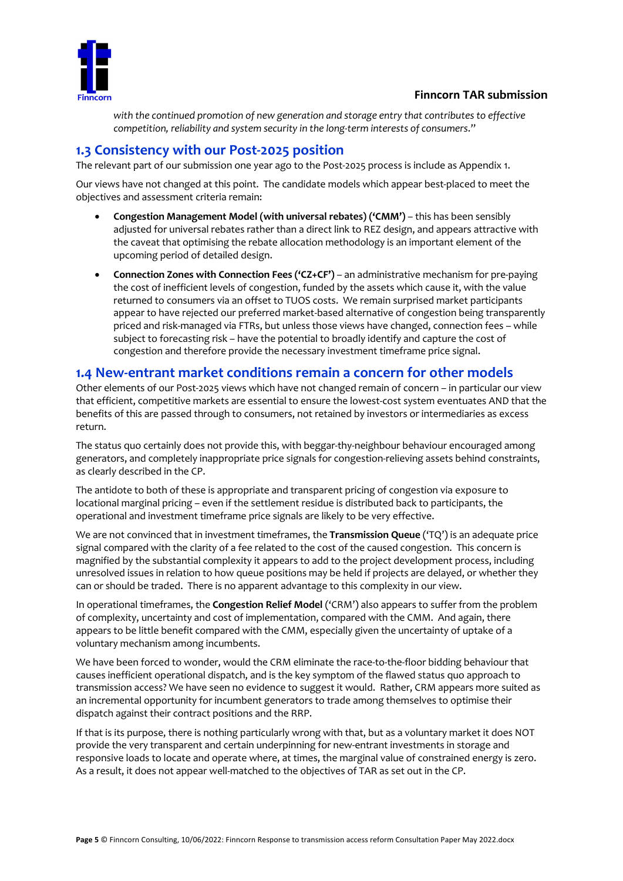*with the continued promotion of new generation and storage entry that contributes to effective competition, reliability and system security in the long-term interests of consumers*."

## 1.3 Consistency with our Post-2025 position

The relevant part of our submission one year ago to the Post-2025 process is include as Appendix 1.

Our views have not changed at this point. The candidate models which appear best-placed to meet the objectives and assessment criteria remain:

- **Congestion Management Model (with universal rebates) ('CMM')** – this has been sensibly adjusted for universal rebates rather than a direct link to REZ design, and appears attractive with the caveat that optimising the rebate allocation methodology is an important element of the upcoming period of detailed design.
- **Connection Zones with Connection Fees ('CZ+CF')** – an administrative mechanism for pre-paying the cost of inefficient levels of congestion, funded by the assets which cause it, with the value returned to consumers via an offset to TUOS costs. We remain surprised market participants appear to have rejected our preferred market-based alternative of congestion being transparently priced and risk-managed via FTRs, but unless those views have changed, connection fees – while subject to forecasting risk – have the potential to broadly identify and capture the cost of congestion and therefore provide the necessary investment timeframe price signal.

## 1.4 New-entrant market conditions remain a concern for other models

Other elements of our Post-2025 views which have not changed remain of concern – in particular our view that efficient, competitive markets are essential to ensure the lowest-cost system eventuates AND that the benefits of this are passed through to consumers, not retained by investors or intermediaries as excess return.

The status quo certainly does not provide this, with beggar-thy-neighbour behaviour encouraged among generators, and completely inappropriate price signals for congestion-relieving assets behind constraints, as clearly described in the CP.

The antidote to both of these is appropriate and transparent pricing of congestion via exposure to locational marginal pricing – even if the settlement residue is distributed back to participants, the operational and investment timeframe price signals are likely to be very effective.

We are not convinced that in investment timeframes, the **Transmission Queue** ('TQ') is an adequate price signal compared with the clarity of a fee related to the cost of the caused congestion. This concern is magnified by the substantial complexity it appears to add to the project development process, including unresolved issues in relation to how queue positions may be held if projects are delayed, or whether they can or should be traded. There is no apparent advantage to this complexity in our view.

In operational timeframes, the **Congestion Relief Model** ('CRM') also appears to suffer from the problem of complexity, uncertainty and cost of implementation, compared with the CMM. And again, there appears to be little benefit compared with the CMM, especially given the uncertainty of uptake of a voluntary mechanism among incumbents.

We have been forced to wonder, would the CRM eliminate the race-to-the-floor bidding behaviour that causes inefficient operational dispatch, and is the key symptom of the flawed status quo approach to transmission access? We have seen no evidence to suggest it would. Rather, CRM appears more suited as an incremental opportunity for incumbent generators to trade among themselves to optimise their dispatch against their contract positions and the RRP.

If that is its purpose, there is nothing particularly wrong with that, but as a voluntary market it does NOT provide the very transparent and certain underpinning for new-entrant investments in storage and responsive loads to locate and operate where, at times, the marginal value of constrained energy is zero. As a result, it does not appear well-matched to the objectives of TAR as set out in the CP.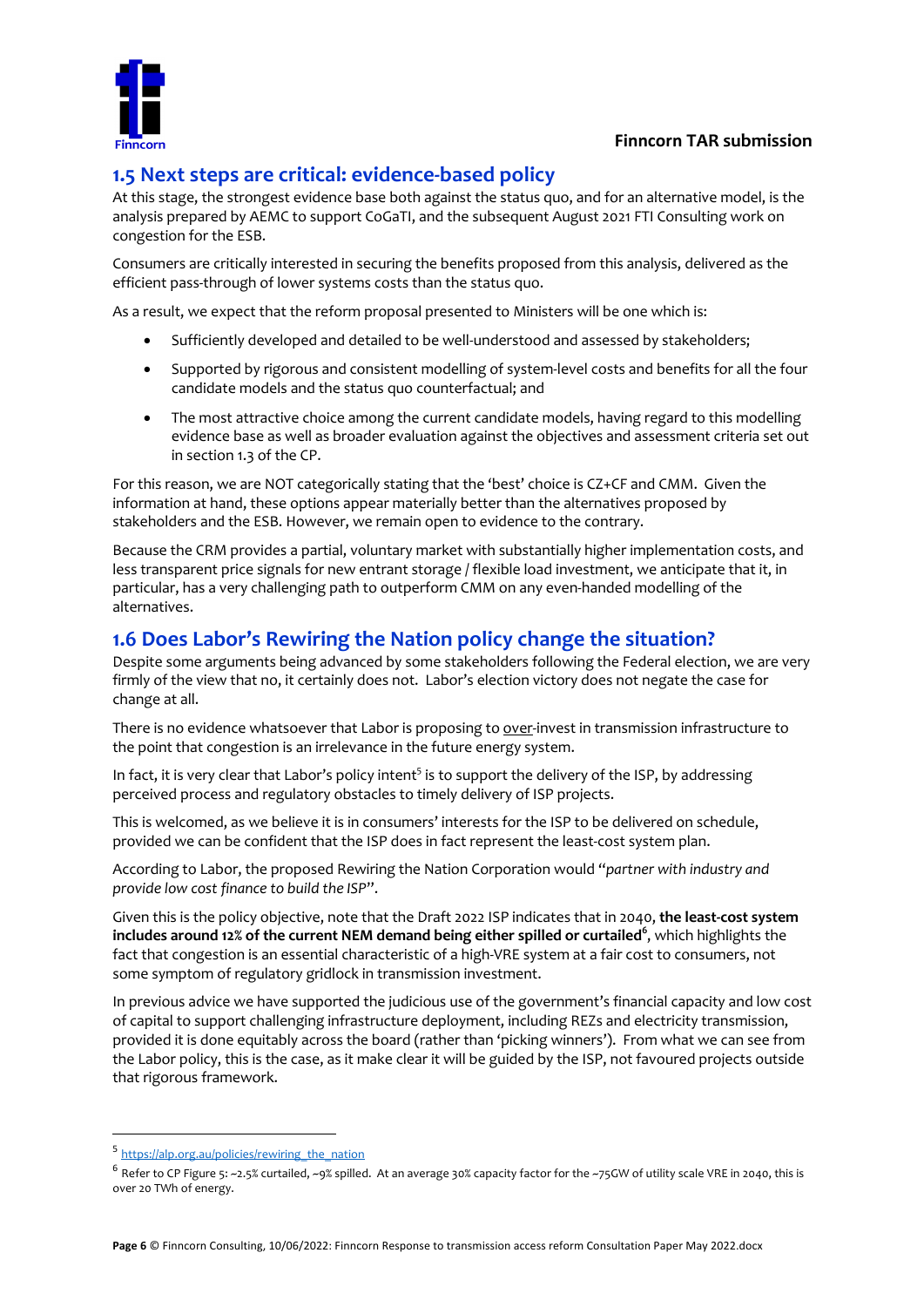## 1.5 Next steps are critical: evidence-based policy

At this stage, the strongest evidence base both against the status quo, and for an alternative model, is the analysis prepared by AEMC to support CoGaTI, and the subsequent August 2021 FTI Consulting work on congestion for the ESB.

Consumers are critically interested in securing the benefits proposed from this analysis, delivered as the efficient pass-through of lower systems costs than the status quo.

As a result, we expect that the reform proposal presented to Ministers will be one which is:

- Sufficiently developed and detailed to be well-understood and assessed by stakeholders;
- Supported by rigorous and consistent modelling of system-level costs and benefits for all the four candidate models and the status quo counterfactual; and
- The most attractive choice among the current candidate models, having regard to this modelling evidence base as well as broader evaluation against the objectives and assessment criteria set out in section 1.3 of the CP.

For this reason, we are NOT categorically stating that the 'best' choice is CZ+CF and CMM. Given the information at hand, these options appear materially better than the alternatives proposed by stakeholders and the ESB. However, we remain open to evidence to the contrary.

Because the CRM provides a partial, voluntary market with substantially higher implementation costs, and less transparent price signals for new entrant storage / flexible load investment, we anticipate that it, in particular, has a very challenging path to outperform CMM on any even-handed modelling of the alternatives.

## 1.6 Does Labor's Rewiring the Nation policy change the situation?

Despite some arguments being advanced by some stakeholders following the Federal election, we are very firmly of the view that no, it certainly does not. Labor's election victory does not negate the case for change at all.

There is no evidence whatsoever that Labor is proposing to <u>over</u>-invest in transmission infrastructure to the point that congestion is an irrelevance in the future energy system.

In fact, it is very clear that Labor's policy intent[5] is to support the delivery of the ISP, by addressing perceived process and regulatory obstacles to timely delivery of ISP projects.

This is welcomed, as we believe it is in consumers' interests for the ISP to be delivered on schedule, provided we can be confident that the ISP does in fact represent the least-cost system plan.

According to Labor, the proposed Rewiring the Nation Corporation would "*partner with industry and provide low cost finance to build the ISP*".

Given this is the policy objective, note that the Draft 2022 ISP indicates that in 2040, **the least-cost system includes around 12% of the current NEM demand being either spilled or curtailed**[6], which highlights the fact that congestion is an essential characteristic of a high-VRE system at a fair cost to consumers, not some symptom of regulatory gridlock in transmission investment.

In previous advice we have supported the judicious use of the government's financial capacity and low cost of capital to support challenging infrastructure deployment, including REZs and electricity transmission, provided it is done equitably across the board (rather than 'picking winners'). From what we can see from the Labor policy, this is the case, as it make clear it will be guided by the ISP, not favoured projects outside that rigorous framework.

---

[5] https://alp.org.au/policies/rewiring_the_nation

[6] Refer to CP Figure 5: ~2.5% curtailed, ~9% spilled. At an average 30% capacity factor for the ~75GW of utility scale VRE in 2040, this is over 20 TWh of energy.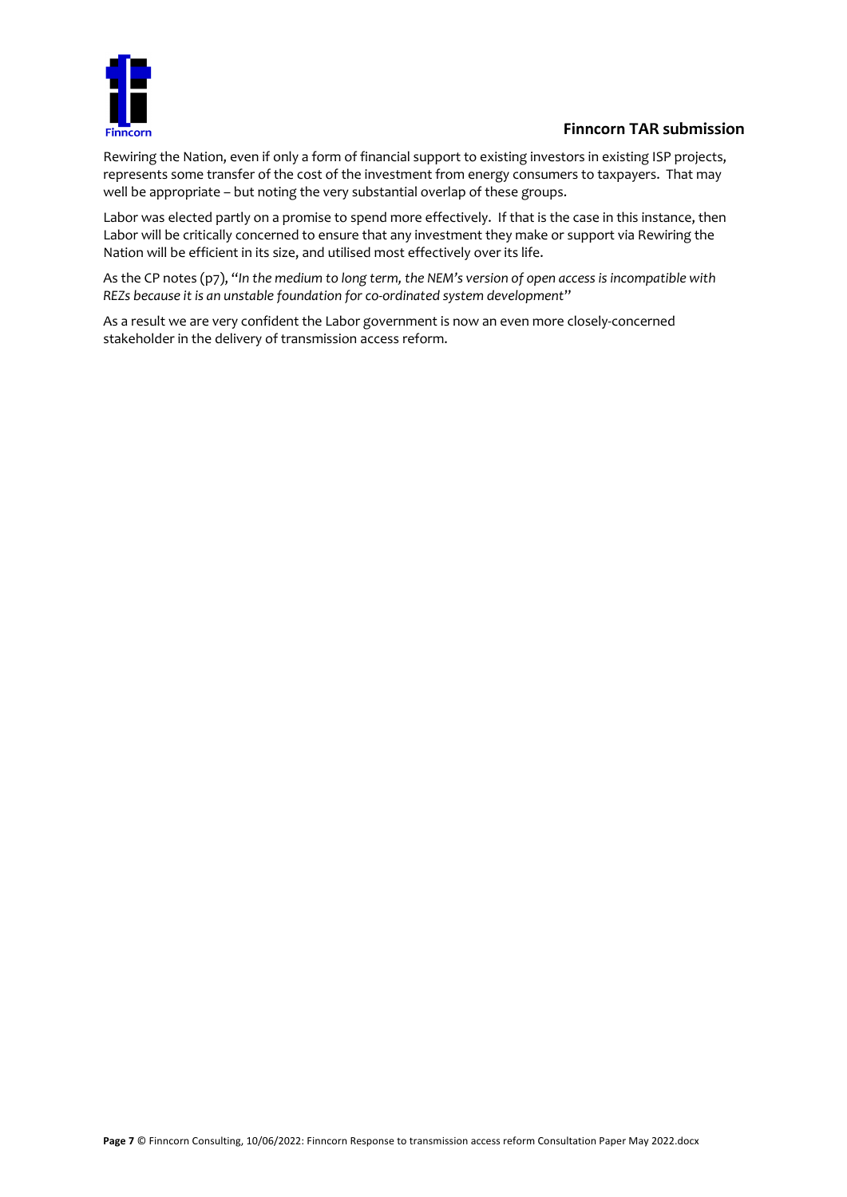Rewiring the Nation, even if only a form of financial support to existing investors in existing ISP projects, represents some transfer of the cost of the investment from energy consumers to taxpayers. That may well be appropriate – but noting the very substantial overlap of these groups.

Labor was elected partly on a promise to spend more effectively. If that is the case in this instance, then Labor will be critically concerned to ensure that any investment they make or support via Rewiring the Nation will be efficient in its size, and utilised most effectively over its life.

As the CP notes (p7), "*In the medium to long term, the NEM's version of open access is incompatible with REZs because it is an unstable foundation for co-ordinated system development*"

As a result we are very confident the Labor government is now an even more closely-concerned stakeholder in the delivery of transmission access reform.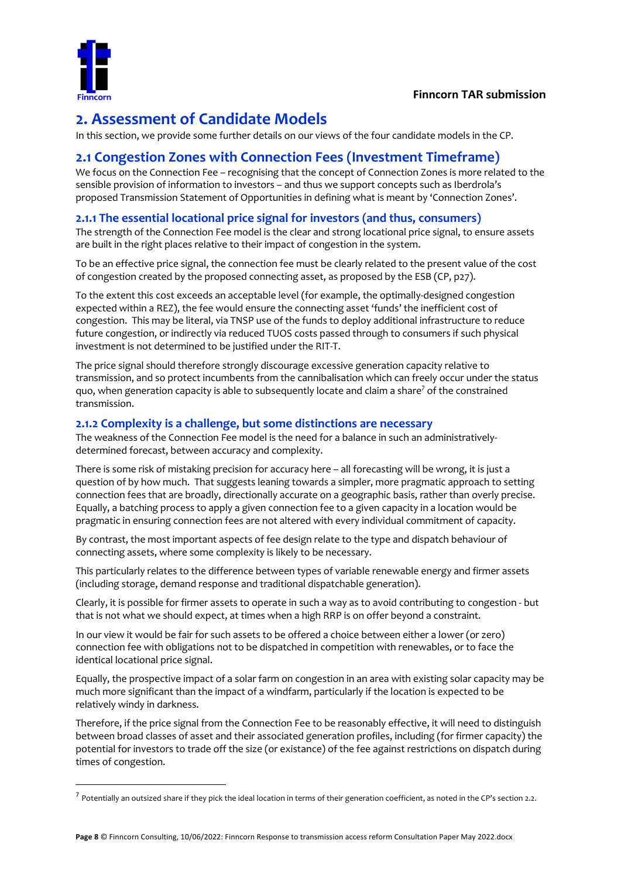## 2. Assessment of Candidate Models

In this section, we provide some further details on our views of the four candidate models in the CP.

### 2.1 Congestion Zones with Connection Fees (Investment Timeframe)

We focus on the Connection Fee – recognising that the concept of Connection Zones is more related to the sensible provision of information to investors – and thus we support concepts such as Iberdrola's proposed Transmission Statement of Opportunities in defining what is meant by 'Connection Zones'.

#### 2.1.1 The essential locational price signal for investors (and thus, consumers)

The strength of the Connection Fee model is the clear and strong locational price signal, to ensure assets are built in the right places relative to their impact of congestion in the system.

To be an effective price signal, the connection fee must be clearly related to the present value of the cost of congestion created by the proposed connecting asset, as proposed by the ESB (CP, p27).

To the extent this cost exceeds an acceptable level (for example, the optimally-designed congestion expected within a REZ), the fee would ensure the connecting asset 'funds' the inefficient cost of congestion. This may be literal, via TNSP use of the funds to deploy additional infrastructure to reduce future congestion, or indirectly via reduced TUOS costs passed through to consumers if such physical investment is not determined to be justified under the RIT-T.

The price signal should therefore strongly discourage excessive generation capacity relative to transmission, and so protect incumbents from the cannibalisation which can freely occur under the status quo, when generation capacity is able to subsequently locate and claim a share[7] of the constrained transmission.

#### 2.1.2 Complexity is a challenge, but some distinctions are necessary

The weakness of the Connection Fee model is the need for a balance in such an administratively-determined forecast, between accuracy and complexity.

There is some risk of mistaking precision for accuracy here – all forecasting will be wrong, it is just a question of by how much. That suggests leaning towards a simpler, more pragmatic approach to setting connection fees that are broadly, directionally accurate on a geographic basis, rather than overly precise. Equally, a batching process to apply a given connection fee to a given capacity in a location would be pragmatic in ensuring connection fees are not altered with every individual commitment of capacity.

By contrast, the most important aspects of fee design relate to the type and dispatch behaviour of connecting assets, where some complexity is likely to be necessary.

This particularly relates to the difference between types of variable renewable energy and firmer assets (including storage, demand response and traditional dispatchable generation).

Clearly, it is possible for firmer assets to operate in such a way as to avoid contributing to congestion - but that is not what we should expect, at times when a high RRP is on offer beyond a constraint.

In our view it would be fair for such assets to be offered a choice between either a lower (or zero) connection fee with obligations not to be dispatched in competition with renewables, or to face the identical locational price signal.

Equally, the prospective impact of a solar farm on congestion in an area with existing solar capacity may be much more significant than the impact of a windfarm, particularly if the location is expected to be relatively windy in darkness.

Therefore, if the price signal from the Connection Fee to be reasonably effective, it will need to distinguish between broad classes of asset and their associated generation profiles, including (for firmer capacity) the potential for investors to trade off the size (or existance) of the fee against restrictions on dispatch during times of congestion.

---

[7] Potentially an outsized share if they pick the ideal location in terms of their generation coefficient, as noted in the CP's section 2.2.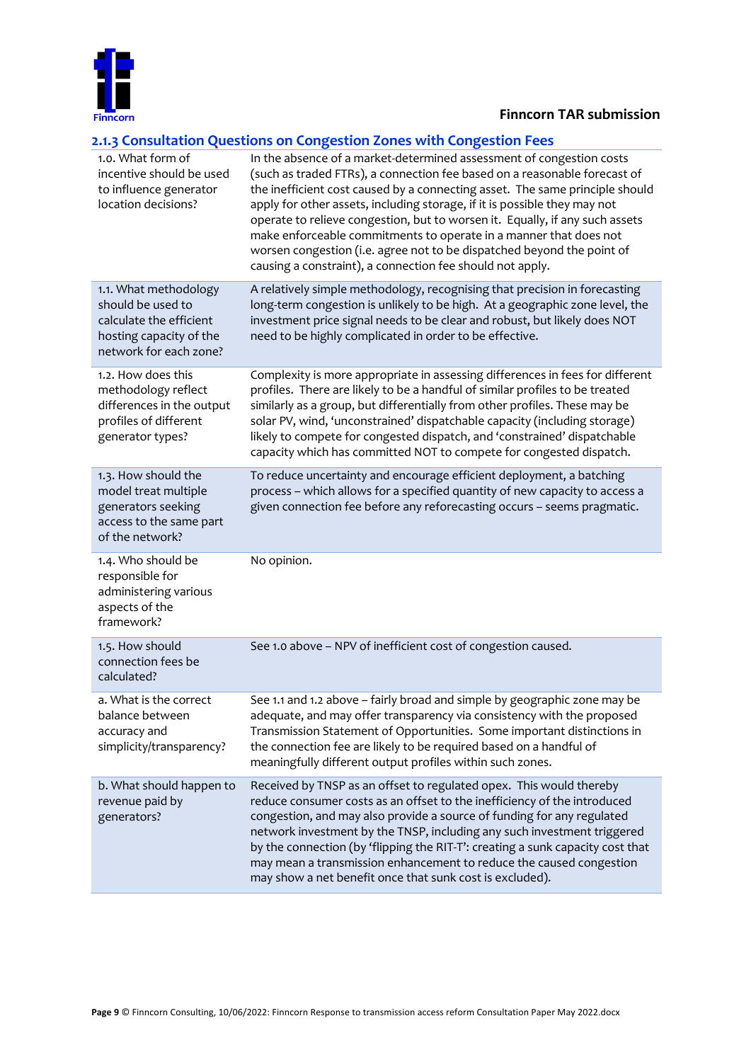### 2.1.3 Consultation Questions on Congestion Zones with Congestion Fees

| | |
|---|---|
| 1.0. What form of incentive should be used to influence generator location decisions? | In the absence of a market-determined assessment of congestion costs (such as traded FTRs), a connection fee based on a reasonable forecast of the inefficient cost caused by a connecting asset. The same principle should apply for other assets, including storage, if it is possible they may not operate to relieve congestion, but to worsen it. Equally, if any such assets make enforceable commitments to operate in a manner that does not worsen congestion (i.e. agree not to be dispatched beyond the point of causing a constraint), a connection fee should not apply. |
| 1.1. What methodology should be used to calculate the efficient hosting capacity of the network for each zone? | A relatively simple methodology, recognising that precision in forecasting long-term congestion is unlikely to be high. At a geographic zone level, the investment price signal needs to be clear and robust, but likely does NOT need to be highly complicated in order to be effective. |
| 1.2. How does this methodology reflect differences in the output profiles of different generator types? | Complexity is more appropriate in assessing differences in fees for different profiles. There are likely to be a handful of similar profiles to be treated similarly as a group, but differentially from other profiles. These may be solar PV, wind, 'unconstrained' dispatchable capacity (including storage) likely to compete for congested dispatch, and 'constrained' dispatchable capacity which has committed NOT to compete for congested dispatch. |
| 1.3. How should the model treat multiple generators seeking access to the same part of the network? | To reduce uncertainty and encourage efficient deployment, a batching process – which allows for a specified quantity of new capacity to access a given connection fee before any reforecasting occurs – seems pragmatic. |
| 1.4. Who should be responsible for administering various aspects of the framework? | No opinion. |
| 1.5. How should connection fees be calculated? | See 1.0 above – NPV of inefficient cost of congestion caused. |
| a. What is the correct balance between accuracy and simplicity/transparency? | See 1.1 and 1.2 above – fairly broad and simple by geographic zone may be adequate, and may offer transparency via consistency with the proposed Transmission Statement of Opportunities. Some important distinctions in the connection fee are likely to be required based on a handful of meaningfully different output profiles within such zones. |
| b. What should happen to revenue paid by generators? | Received by TNSP as an offset to regulated opex. This would thereby reduce consumer costs as an offset to the inefficiency of the introduced congestion, and may also provide a source of funding for any regulated network investment by the TNSP, including any such investment triggered by the connection (by 'flipping the RIT-T': creating a sunk capacity cost that may mean a transmission enhancement to reduce the caused congestion may show a net benefit once that sunk cost is excluded). |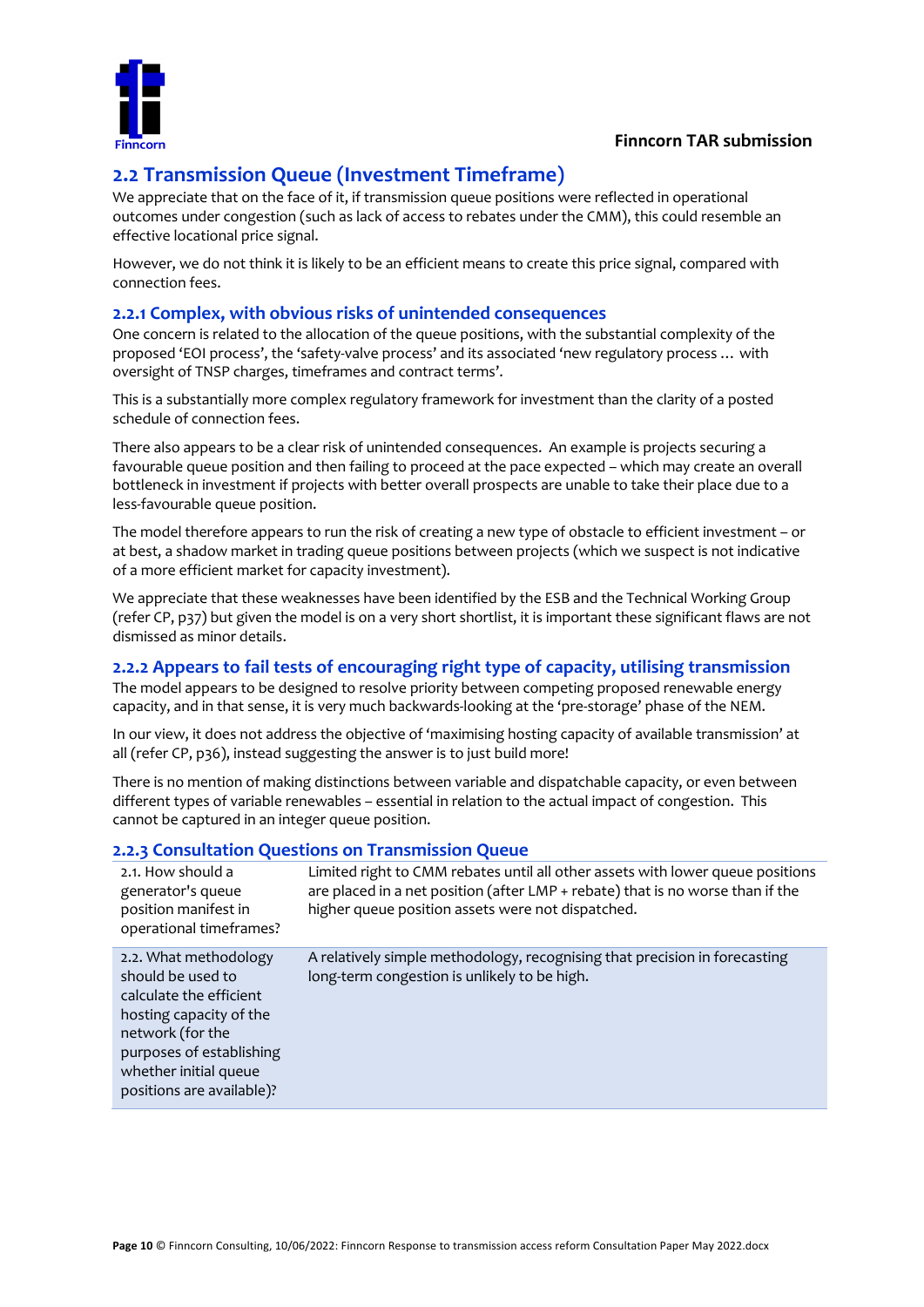## 2.2 Transmission Queue (Investment Timeframe)

We appreciate that on the face of it, if transmission queue positions were reflected in operational outcomes under congestion (such as lack of access to rebates under the CMM), this could resemble an effective locational price signal.

However, we do not think it is likely to be an efficient means to create this price signal, compared with connection fees.

### 2.2.1 Complex, with obvious risks of unintended consequences

One concern is related to the allocation of the queue positions, with the substantial complexity of the proposed 'EOI process', the 'safety-valve process' and its associated 'new regulatory process … with oversight of TNSP charges, timeframes and contract terms'.

This is a substantially more complex regulatory framework for investment than the clarity of a posted schedule of connection fees.

There also appears to be a clear risk of unintended consequences. An example is projects securing a favourable queue position and then failing to proceed at the pace expected – which may create an overall bottleneck in investment if projects with better overall prospects are unable to take their place due to a less-favourable queue position.

The model therefore appears to run the risk of creating a new type of obstacle to efficient investment – or at best, a shadow market in trading queue positions between projects (which we suspect is not indicative of a more efficient market for capacity investment).

We appreciate that these weaknesses have been identified by the ESB and the Technical Working Group (refer CP, p37) but given the model is on a very short shortlist, it is important these significant flaws are not dismissed as minor details.

### 2.2.2 Appears to fail tests of encouraging right type of capacity, utilising transmission

The model appears to be designed to resolve priority between competing proposed renewable energy capacity, and in that sense, it is very much backwards-looking at the 'pre-storage' phase of the NEM.

In our view, it does not address the objective of 'maximising hosting capacity of available transmission' at all (refer CP, p36), instead suggesting the answer is to just build more!

There is no mention of making distinctions between variable and dispatchable capacity, or even between different types of variable renewables – essential in relation to the actual impact of congestion. This cannot be captured in an integer queue position.

### 2.2.3 Consultation Questions on Transmission Queue

| | |
|---|---|
| 2.1. How should a generator's queue position manifest in operational timeframes? | Limited right to CMM rebates until all other assets with lower queue positions are placed in a net position (after LMP + rebate) that is no worse than if the higher queue position assets were not dispatched. |
| 2.2. What methodology should be used to calculate the efficient hosting capacity of the network (for the purposes of establishing whether initial queue positions are available)? | A relatively simple methodology, recognising that precision in forecasting long-term congestion is unlikely to be high. |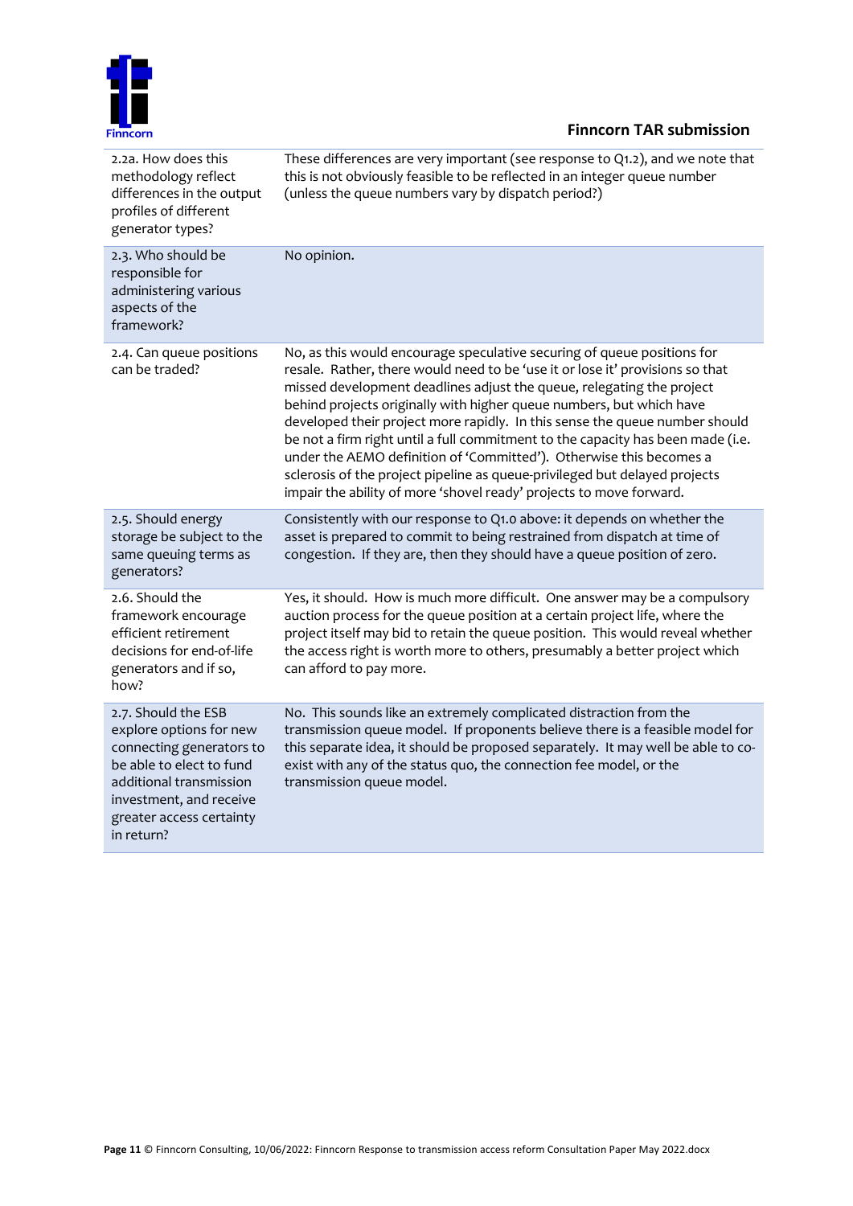| | |
|---|---|
| 2.2a. How does this methodology reflect differences in the output profiles of different generator types? | These differences are very important (see response to Q1.2), and we note that this is not obviously feasible to be reflected in an integer queue number (unless the queue numbers vary by dispatch period?) |
| 2.3. Who should be responsible for administering various aspects of the framework? | No opinion. |
| 2.4. Can queue positions can be traded? | No, as this would encourage speculative securing of queue positions for resale. Rather, there would need to be 'use it or lose it' provisions so that missed development deadlines adjust the queue, relegating the project behind projects originally with higher queue numbers, but which have developed their project more rapidly. In this sense the queue number should be not a firm right until a full commitment to the capacity has been made (i.e. under the AEMO definition of 'Committed'). Otherwise this becomes a sclerosis of the project pipeline as queue-privileged but delayed projects impair the ability of more 'shovel ready' projects to move forward. |
| 2.5. Should energy storage be subject to the same queuing terms as generators? | Consistently with our response to Q1.0 above: it depends on whether the asset is prepared to commit to being restrained from dispatch at time of congestion. If they are, then they should have a queue position of zero. |
| 2.6. Should the framework encourage efficient retirement decisions for end-of-life generators and if so, how? | Yes, it should. How is much more difficult. One answer may be a compulsory auction process for the queue position at a certain project life, where the project itself may bid to retain the queue position. This would reveal whether the access right is worth more to others, presumably a better project which can afford to pay more. |
| 2.7. Should the ESB explore options for new connecting generators to be able to elect to fund additional transmission investment, and receive greater access certainty in return? | No. This sounds like an extremely complicated distraction from the transmission queue model. If proponents believe there is a feasible model for this separate idea, it should be proposed separately. It may well be able to co-exist with any of the status quo, the connection fee model, or the transmission queue model. |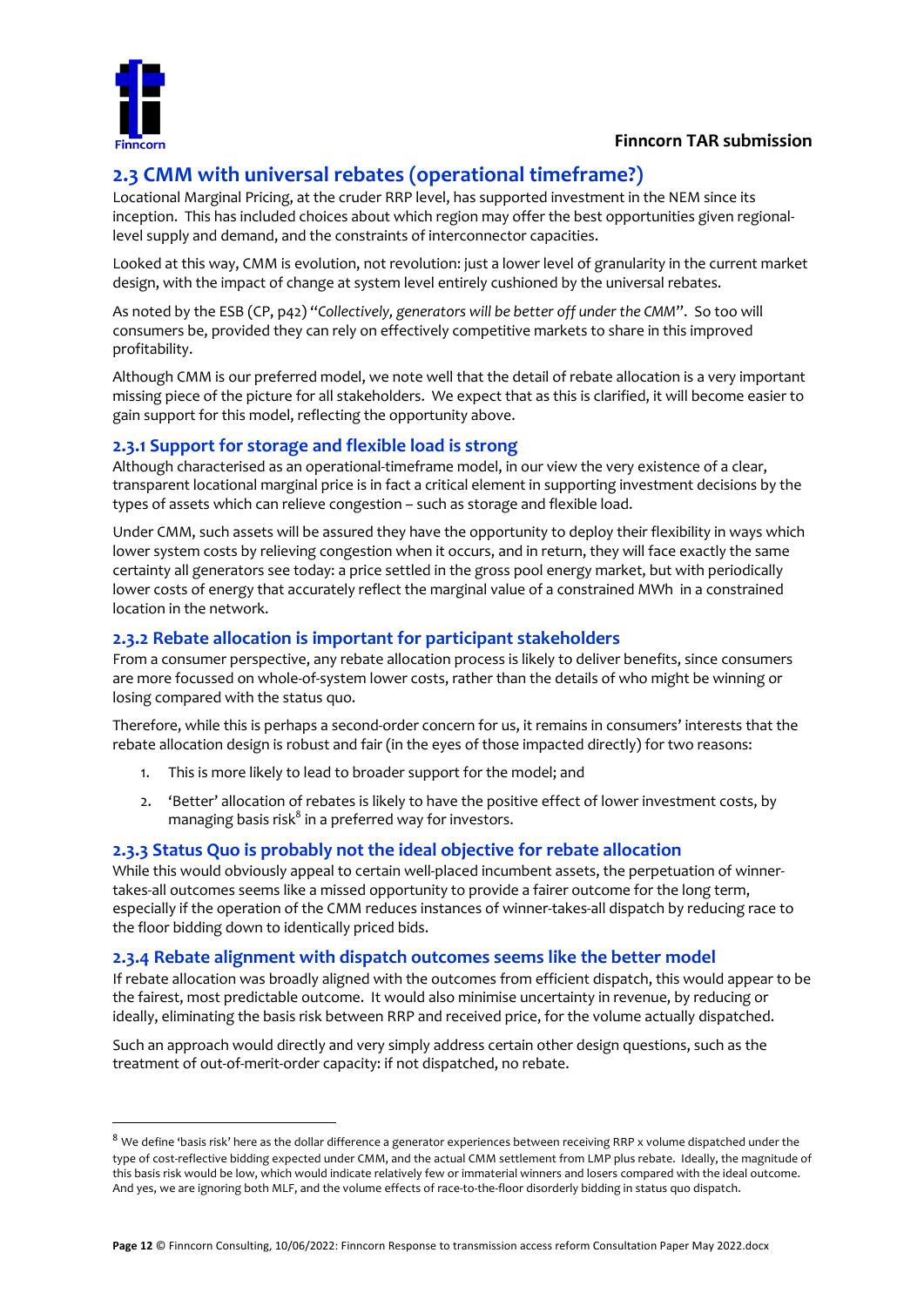## 2.3 CMM with universal rebates (operational timeframe?)

Locational Marginal Pricing, at the cruder RRP level, has supported investment in the NEM since its inception. This has included choices about which region may offer the best opportunities given regional-level supply and demand, and the constraints of interconnector capacities.

Looked at this way, CMM is evolution, not revolution: just a lower level of granularity in the current market design, with the impact of change at system level entirely cushioned by the universal rebates.

As noted by the ESB (CP, p42) "*Collectively, generators will be better off under the CMM*". So too will consumers be, provided they can rely on effectively competitive markets to share in this improved profitability.

Although CMM is our preferred model, we note well that the detail of rebate allocation is a very important missing piece of the picture for all stakeholders. We expect that as this is clarified, it will become easier to gain support for this model, reflecting the opportunity above.

### 2.3.1 Support for storage and flexible load is strong

Although characterised as an operational-timeframe model, in our view the very existence of a clear, transparent locational marginal price is in fact a critical element in supporting investment decisions by the types of assets which can relieve congestion – such as storage and flexible load.

Under CMM, such assets will be assured they have the opportunity to deploy their flexibility in ways which lower system costs by relieving congestion when it occurs, and in return, they will face exactly the same certainty all generators see today: a price settled in the gross pool energy market, but with periodically lower costs of energy that accurately reflect the marginal value of a constrained MWh in a constrained location in the network.

### 2.3.2 Rebate allocation is important for participant stakeholders

From a consumer perspective, any rebate allocation process is likely to deliver benefits, since consumers are more focussed on whole-of-system lower costs, rather than the details of who might be winning or losing compared with the status quo.

Therefore, while this is perhaps a second-order concern for us, it remains in consumers' interests that the rebate allocation design is robust and fair (in the eyes of those impacted directly) for two reasons:

1. This is more likely to lead to broader support for the model; and
2. 'Better' allocation of rebates is likely to have the positive effect of lower investment costs, by managing basis risk[8] in a preferred way for investors.

### 2.3.3 Status Quo is probably not the ideal objective for rebate allocation

While this would obviously appeal to certain well-placed incumbent assets, the perpetuation of winner-takes-all outcomes seems like a missed opportunity to provide a fairer outcome for the long term, especially if the operation of the CMM reduces instances of winner-takes-all dispatch by reducing race to the floor bidding down to identically priced bids.

### 2.3.4 Rebate alignment with dispatch outcomes seems like the better model

If rebate allocation was broadly aligned with the outcomes from efficient dispatch, this would appear to be the fairest, most predictable outcome. It would also minimise uncertainty in revenue, by reducing or ideally, eliminating the basis risk between RRP and received price, for the volume actually dispatched.

Such an approach would directly and very simply address certain other design questions, such as the treatment of out-of-merit-order capacity: if not dispatched, no rebate.

---

[8] We define 'basis risk' here as the dollar difference a generator experiences between receiving RRP x volume dispatched under the type of cost-reflective bidding expected under CMM, and the actual CMM settlement from LMP plus rebate. Ideally, the magnitude of this basis risk would be low, which would indicate relatively few or immaterial winners and losers compared with the ideal outcome. And yes, we are ignoring both MLF, and the volume effects of race-to-the-floor disorderly bidding in status quo dispatch.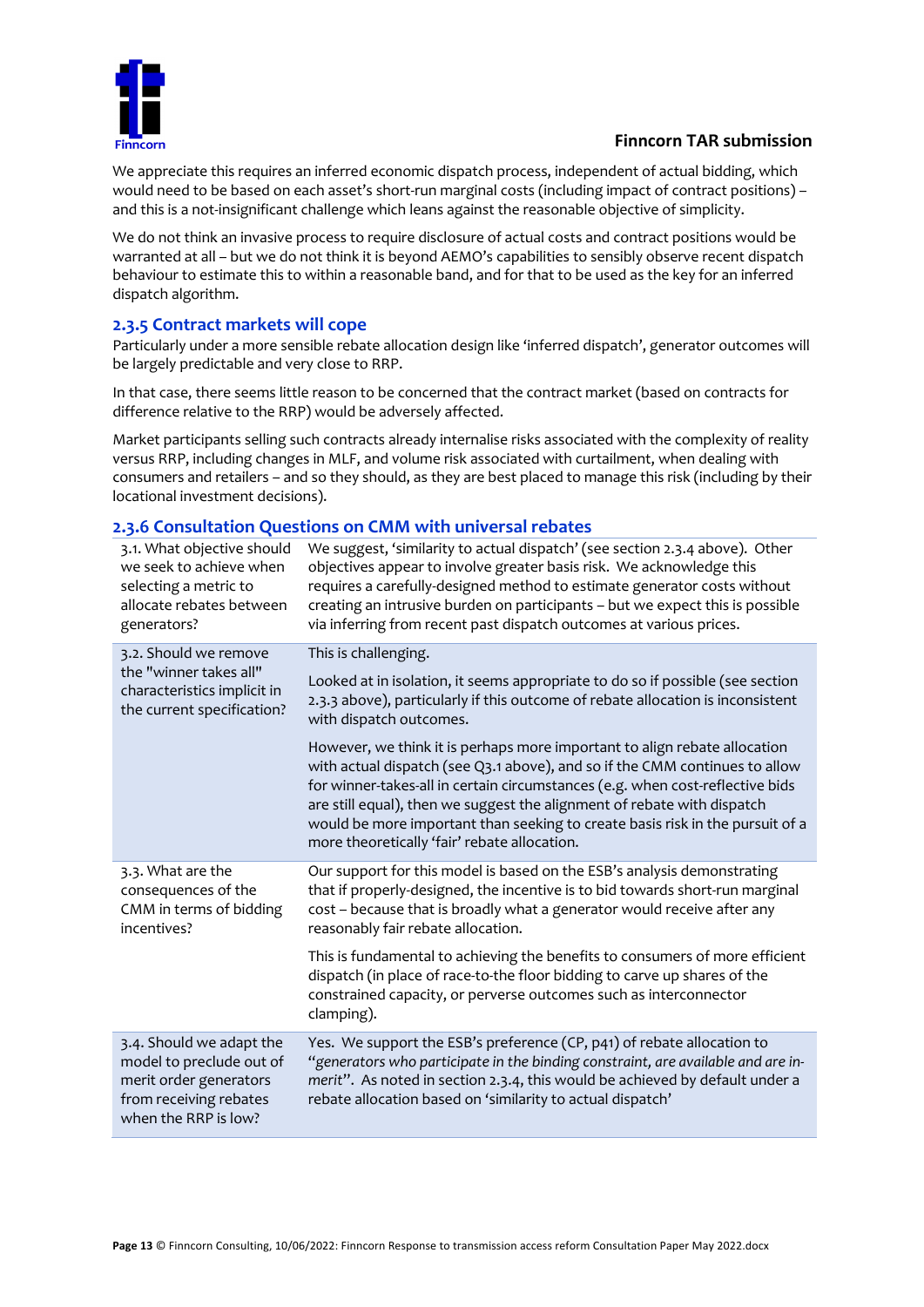We appreciate this requires an inferred economic dispatch process, independent of actual bidding, which would need to be based on each asset's short-run marginal costs (including impact of contract positions) – and this is a not-insignificant challenge which leans against the reasonable objective of simplicity.

We do not think an invasive process to require disclosure of actual costs and contract positions would be warranted at all – but we do not think it is beyond AEMO's capabilities to sensibly observe recent dispatch behaviour to estimate this to within a reasonable band, and for that to be used as the key for an inferred dispatch algorithm.

### 2.3.5 Contract markets will cope

Particularly under a more sensible rebate allocation design like 'inferred dispatch', generator outcomes will be largely predictable and very close to RRP.

In that case, there seems little reason to be concerned that the contract market (based on contracts for difference relative to the RRP) would be adversely affected.

Market participants selling such contracts already internalise risks associated with the complexity of reality versus RRP, including changes in MLF, and volume risk associated with curtailment, when dealing with consumers and retailers – and so they should, as they are best placed to manage this risk (including by their locational investment decisions).

### 2.3.6 Consultation Questions on CMM with universal rebates

| | |
|---|---|
| 3.1. What objective should we seek to achieve when selecting a metric to allocate rebates between generators? | We suggest, 'similarity to actual dispatch' (see section 2.3.4 above). Other objectives appear to involve greater basis risk. We acknowledge this requires a carefully-designed method to estimate generator costs without creating an intrusive burden on participants – but we expect this is possible via inferring from recent past dispatch outcomes at various prices. |
| 3.2. Should we remove the "winner takes all" characteristics implicit in the current specification? | This is challenging.<br><br>Looked at in isolation, it seems appropriate to do so if possible (see section 2.3.3 above), particularly if this outcome of rebate allocation is inconsistent with dispatch outcomes.<br><br>However, we think it is perhaps more important to align rebate allocation with actual dispatch (see Q3.1 above), and so if the CMM continues to allow for winner-takes-all in certain circumstances (e.g. when cost-reflective bids are still equal), then we suggest the alignment of rebate with dispatch would be more important than seeking to create basis risk in the pursuit of a more theoretically 'fair' rebate allocation. |
| 3.3. What are the consequences of the CMM in terms of bidding incentives? | Our support for this model is based on the ESB's analysis demonstrating that if properly-designed, the incentive is to bid towards short-run marginal cost – because that is broadly what a generator would receive after any reasonably fair rebate allocation.<br><br>This is fundamental to achieving the benefits to consumers of more efficient dispatch (in place of race-to-the floor bidding to carve up shares of the constrained capacity, or perverse outcomes such as interconnector clamping). |
| 3.4. Should we adapt the model to preclude out of merit order generators from receiving rebates when the RRP is low? | Yes. We support the ESB's preference (CP, p41) of rebate allocation to "*generators who participate in the binding constraint, are available and are in-merit*". As noted in section 2.3.4, this would be achieved by default under a rebate allocation based on 'similarity to actual dispatch' |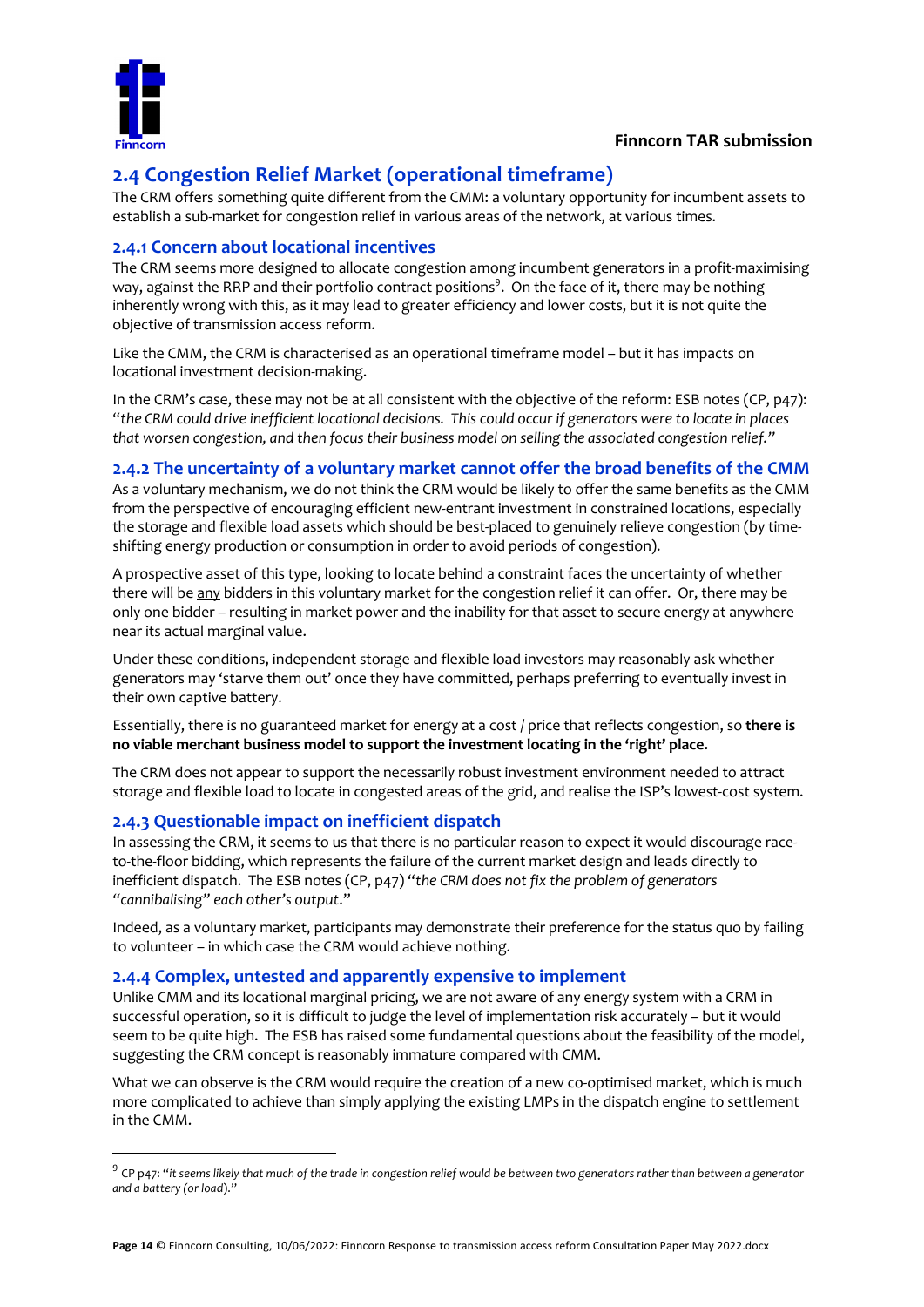## 2.4 Congestion Relief Market (operational timeframe)

The CRM offers something quite different from the CMM: a voluntary opportunity for incumbent assets to establish a sub-market for congestion relief in various areas of the network, at various times.

### 2.4.1 Concern about locational incentives

The CRM seems more designed to allocate congestion among incumbent generators in a profit-maximising way, against the RRP and their portfolio contract positions[9]. On the face of it, there may be nothing inherently wrong with this, as it may lead to greater efficiency and lower costs, but it is not quite the objective of transmission access reform.

Like the CMM, the CRM is characterised as an operational timeframe model – but it has impacts on locational investment decision-making.

In the CRM's case, these may not be at all consistent with the objective of the reform: ESB notes (CP, p47): "*the CRM could drive inefficient locational decisions. This could occur if generators were to locate in places that worsen congestion, and then focus their business model on selling the associated congestion relief.*"

### 2.4.2 The uncertainty of a voluntary market cannot offer the broad benefits of the CMM

As a voluntary mechanism, we do not think the CRM would be likely to offer the same benefits as the CMM from the perspective of encouraging efficient new-entrant investment in constrained locations, especially the storage and flexible load assets which should be best-placed to genuinely relieve congestion (by time-shifting energy production or consumption in order to avoid periods of congestion).

A prospective asset of this type, looking to locate behind a constraint faces the uncertainty of whether there will be <u>any</u> bidders in this voluntary market for the congestion relief it can offer. Or, there may be only one bidder – resulting in market power and the inability for that asset to secure energy at anywhere near its actual marginal value.

Under these conditions, independent storage and flexible load investors may reasonably ask whether generators may 'starve them out' once they have committed, perhaps preferring to eventually invest in their own captive battery.

Essentially, there is no guaranteed market for energy at a cost / price that reflects congestion, so **there is no viable merchant business model to support the investment locating in the 'right' place.**

The CRM does not appear to support the necessarily robust investment environment needed to attract storage and flexible load to locate in congested areas of the grid, and realise the ISP's lowest-cost system.

### 2.4.3 Questionable impact on inefficient dispatch

In assessing the CRM, it seems to us that there is no particular reason to expect it would discourage race-to-the-floor bidding, which represents the failure of the current market design and leads directly to inefficient dispatch. The ESB notes (CP, p47) "*the CRM does not fix the problem of generators "cannibalising" each other's output*."

Indeed, as a voluntary market, participants may demonstrate their preference for the status quo by failing to volunteer – in which case the CRM would achieve nothing.

### 2.4.4 Complex, untested and apparently expensive to implement

Unlike CMM and its locational marginal pricing, we are not aware of any energy system with a CRM in successful operation, so it is difficult to judge the level of implementation risk accurately – but it would seem to be quite high. The ESB has raised some fundamental questions about the feasibility of the model, suggesting the CRM concept is reasonably immature compared with CMM.

What we can observe is the CRM would require the creation of a new co-optimised market, which is much more complicated to achieve than simply applying the existing LMPs in the dispatch engine to settlement in the CMM.

---

[9] CP p47: "*it seems likely that much of the trade in congestion relief would be between two generators rather than between a generator and a battery (or load).*"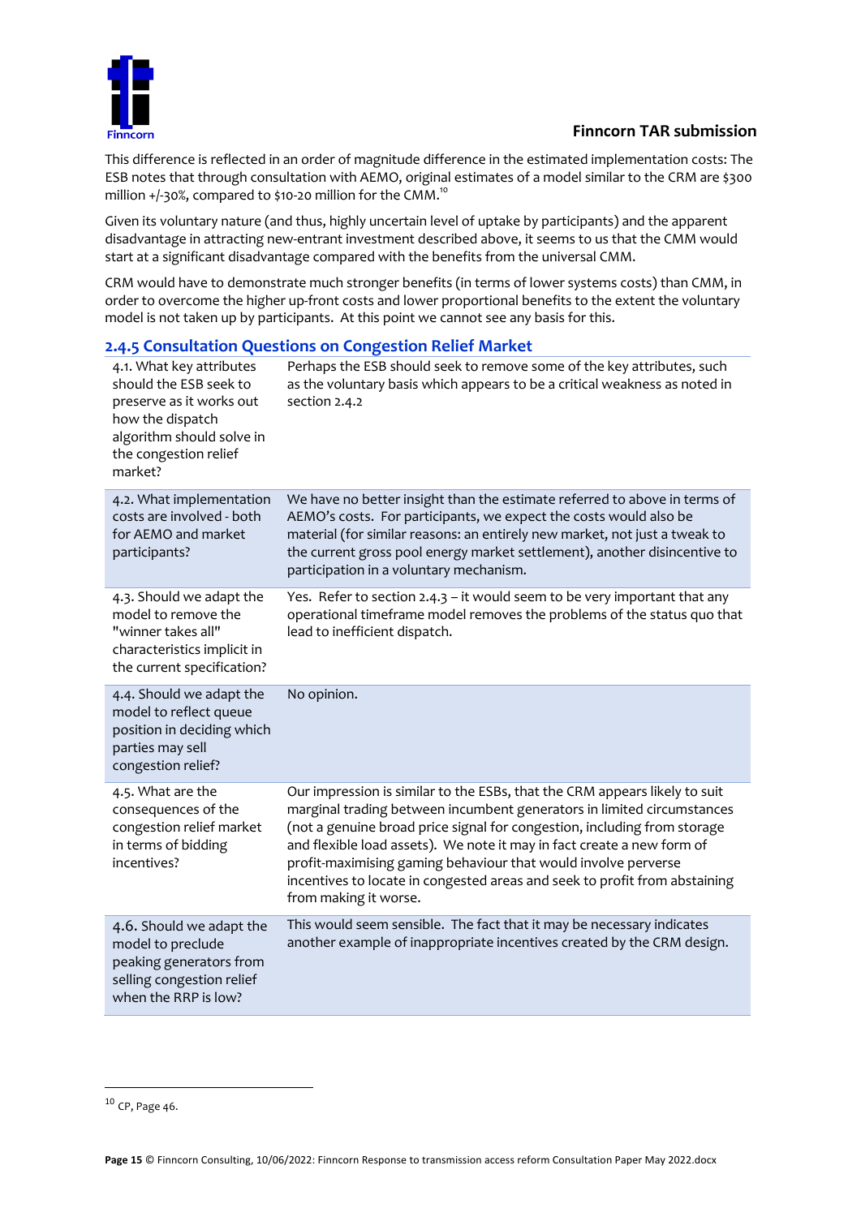This difference is reflected in an order of magnitude difference in the estimated implementation costs: The ESB notes that through consultation with AEMO, original estimates of a model similar to the CRM are $300 million +/-30%, compared to $10-20 million for the CMM.[10]

Given its voluntary nature (and thus, highly uncertain level of uptake by participants) and the apparent disadvantage in attracting new-entrant investment described above, it seems to us that the CMM would start at a significant disadvantage compared with the benefits from the universal CMM.

CRM would have to demonstrate much stronger benefits (in terms of lower systems costs) than CMM, in order to overcome the higher up-front costs and lower proportional benefits to the extent the voluntary model is not taken up by participants. At this point we cannot see any basis for this.

### 2.4.5 Consultation Questions on Congestion Relief Market

| Question | Response |
|---|---|
| 4.1. What key attributes should the ESB seek to preserve as it works out how the dispatch algorithm should solve in the congestion relief market? | Perhaps the ESB should seek to remove some of the key attributes, such as the voluntary basis which appears to be a critical weakness as noted in section 2.4.2 |
| 4.2. What implementation costs are involved - both for AEMO and market participants? | We have no better insight than the estimate referred to above in terms of AEMO's costs. For participants, we expect the costs would also be material (for similar reasons: an entirely new market, not just a tweak to the current gross pool energy market settlement), another disincentive to participation in a voluntary mechanism. |
| 4.3. Should we adapt the model to remove the "winner takes all" characteristics implicit in the current specification? | Yes. Refer to section 2.4.3 – it would seem to be very important that any operational timeframe model removes the problems of the status quo that lead to inefficient dispatch. |
| 4.4. Should we adapt the model to reflect queue position in deciding which parties may sell congestion relief? | No opinion. |
| 4.5. What are the consequences of the congestion relief market in terms of bidding incentives? | Our impression is similar to the ESBs, that the CRM appears likely to suit marginal trading between incumbent generators in limited circumstances (not a genuine broad price signal for congestion, including from storage and flexible load assets). We note it may in fact create a new form of profit-maximising gaming behaviour that would involve perverse incentives to locate in congested areas and seek to profit from abstaining from making it worse. |
| 4.6. Should we adapt the model to preclude peaking generators from selling congestion relief when the RRP is low? | This would seem sensible. The fact that it may be necessary indicates another example of inappropriate incentives created by the CRM design. |

[10] CP, Page 46.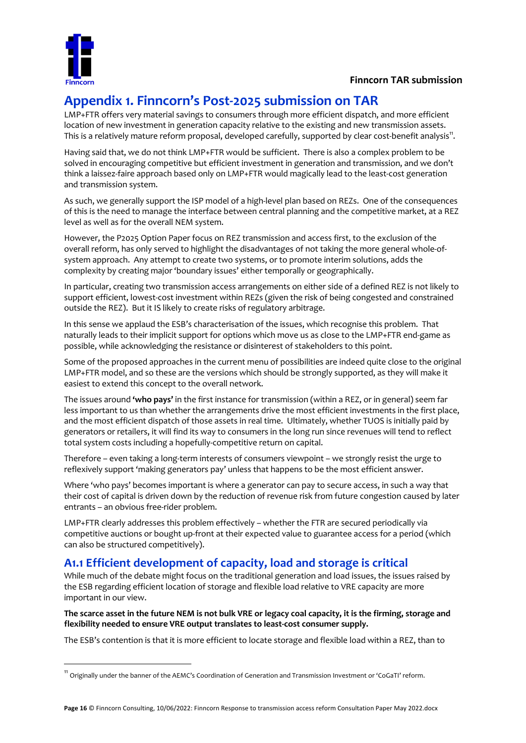# Appendix 1. Finncorn's Post-2025 submission on TAR

LMP+FTR offers very material savings to consumers through more efficient dispatch, and more efficient location of new investment in generation capacity relative to the existing and new transmission assets. This is a relatively mature reform proposal, developed carefully, supported by clear cost-benefit analysis[11].

Having said that, we do not think LMP+FTR would be sufficient. There is also a complex problem to be solved in encouraging competitive but efficient investment in generation and transmission, and we don't think a laissez-faire approach based only on LMP+FTR would magically lead to the least-cost generation and transmission system.

As such, we generally support the ISP model of a high-level plan based on REZs. One of the consequences of this is the need to manage the interface between central planning and the competitive market, at a REZ level as well as for the overall NEM system.

However, the P2025 Option Paper focus on REZ transmission and access first, to the exclusion of the overall reform, has only served to highlight the disadvantages of not taking the more general whole-of-system approach. Any attempt to create two systems, or to promote interim solutions, adds the complexity by creating major 'boundary issues' either temporally or geographically.

In particular, creating two transmission access arrangements on either side of a defined REZ is not likely to support efficient, lowest-cost investment within REZs (given the risk of being congested and constrained outside the REZ). But it IS likely to create risks of regulatory arbitrage.

In this sense we applaud the ESB's characterisation of the issues, which recognise this problem. That naturally leads to their implicit support for options which move us as close to the LMP+FTR end-game as possible, while acknowledging the resistance or disinterest of stakeholders to this point.

Some of the proposed approaches in the current menu of possibilities are indeed quite close to the original LMP+FTR model, and so these are the versions which should be strongly supported, as they will make it easiest to extend this concept to the overall network.

The issues around **'who pays'** in the first instance for transmission (within a REZ, or in general) seem far less important to us than whether the arrangements drive the most efficient investments in the first place, and the most efficient dispatch of those assets in real time. Ultimately, whether TUOS is initially paid by generators or retailers, it will find its way to consumers in the long run since revenues will tend to reflect total system costs including a hopefully-competitive return on capital.

Therefore – even taking a long-term interests of consumers viewpoint – we strongly resist the urge to reflexively support 'making generators pay' unless that happens to be the most efficient answer.

Where 'who pays' becomes important is where a generator can pay to secure access, in such a way that their cost of capital is driven down by the reduction of revenue risk from future congestion caused by later entrants – an obvious free-rider problem.

LMP+FTR clearly addresses this problem effectively – whether the FTR are secured periodically via competitive auctions or bought up-front at their expected value to guarantee access for a period (which can also be structured competitively).

## A1.1 Efficient development of capacity, load and storage is critical

While much of the debate might focus on the traditional generation and load issues, the issues raised by the ESB regarding efficient location of storage and flexible load relative to VRE capacity are more important in our view.

**The scarce asset in the future NEM is not bulk VRE or legacy coal capacity, it is the firming, storage and flexibility needed to ensure VRE output translates to least-cost consumer supply.**

The ESB's contention is that it is more efficient to locate storage and flexible load within a REZ, than to

[11] Originally under the banner of the AEMC's Coordination of Generation and Transmission Investment or 'CoGaTI' reform.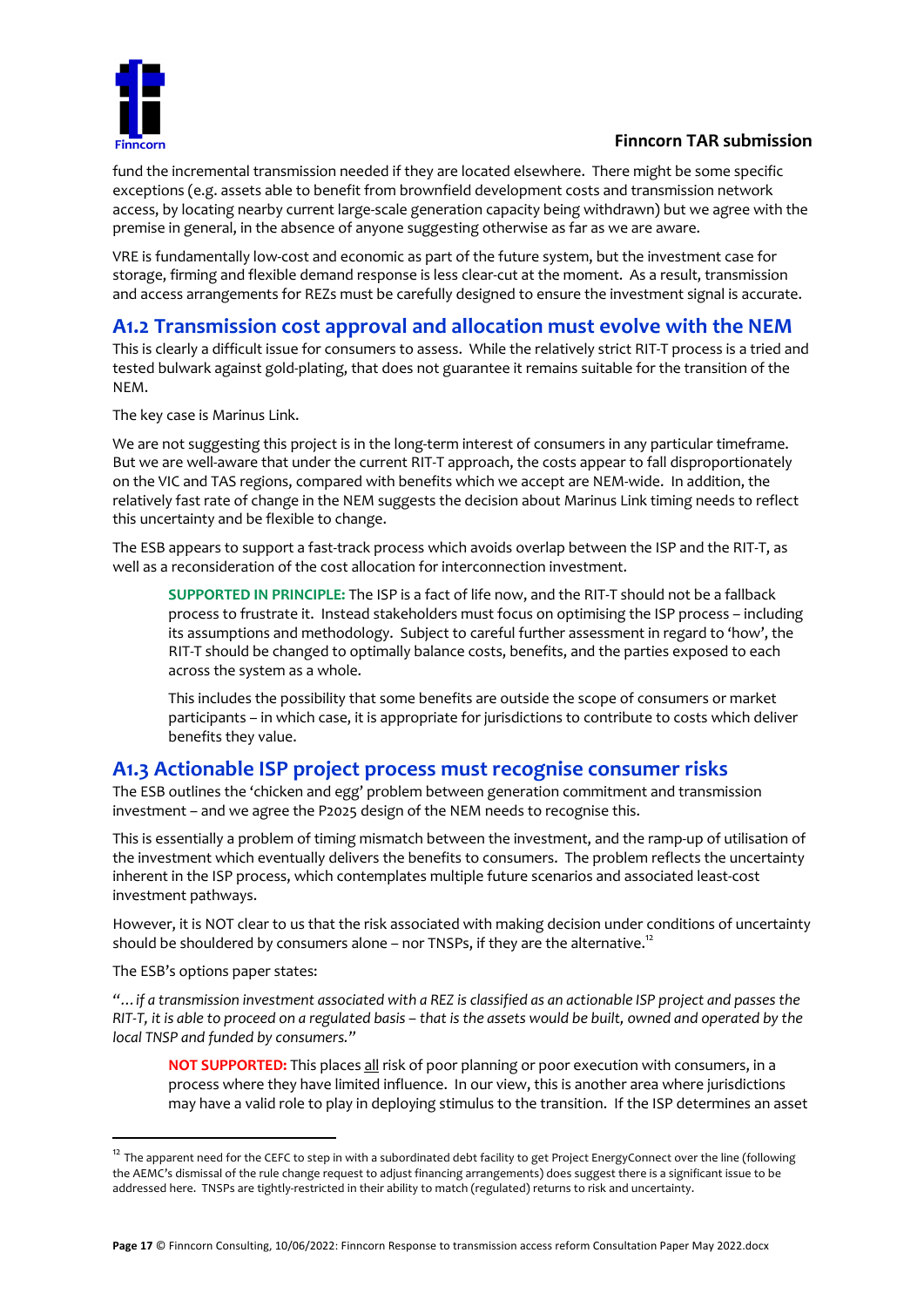fund the incremental transmission needed if they are located elsewhere. There might be some specific exceptions (e.g. assets able to benefit from brownfield development costs and transmission network access, by locating nearby current large-scale generation capacity being withdrawn) but we agree with the premise in general, in the absence of anyone suggesting otherwise as far as we are aware.

VRE is fundamentally low-cost and economic as part of the future system, but the investment case for storage, firming and flexible demand response is less clear-cut at the moment. As a result, transmission and access arrangements for REZs must be carefully designed to ensure the investment signal is accurate.

## A1.2 Transmission cost approval and allocation must evolve with the NEM

This is clearly a difficult issue for consumers to assess. While the relatively strict RIT-T process is a tried and tested bulwark against gold-plating, that does not guarantee it remains suitable for the transition of the NEM.

The key case is Marinus Link.

We are not suggesting this project is in the long-term interest of consumers in any particular timeframe. But we are well-aware that under the current RIT-T approach, the costs appear to fall disproportionately on the VIC and TAS regions, compared with benefits which we accept are NEM-wide. In addition, the relatively fast rate of change in the NEM suggests the decision about Marinus Link timing needs to reflect this uncertainty and be flexible to change.

The ESB appears to support a fast-track process which avoids overlap between the ISP and the RIT-T, as well as a reconsideration of the cost allocation for interconnection investment.

> **SUPPORTED IN PRINCIPLE:** The ISP is a fact of life now, and the RIT-T should not be a fallback process to frustrate it. Instead stakeholders must focus on optimising the ISP process – including its assumptions and methodology. Subject to careful further assessment in regard to 'how', the RIT-T should be changed to optimally balance costs, benefits, and the parties exposed to each across the system as a whole.
>
> This includes the possibility that some benefits are outside the scope of consumers or market participants – in which case, it is appropriate for jurisdictions to contribute to costs which deliver benefits they value.

## A1.3 Actionable ISP project process must recognise consumer risks

The ESB outlines the 'chicken and egg' problem between generation commitment and transmission investment – and we agree the P2025 design of the NEM needs to recognise this.

This is essentially a problem of timing mismatch between the investment, and the ramp-up of utilisation of the investment which eventually delivers the benefits to consumers. The problem reflects the uncertainty inherent in the ISP process, which contemplates multiple future scenarios and associated least-cost investment pathways.

However, it is NOT clear to us that the risk associated with making decision under conditions of uncertainty should be shouldered by consumers alone – nor TNSPs, if they are the alternative.[12]

The ESB's options paper states:

*"…if a transmission investment associated with a REZ is classified as an actionable ISP project and passes the RIT-T, it is able to proceed on a regulated basis – that is the assets would be built, owned and operated by the local TNSP and funded by consumers."*

> **NOT SUPPORTED:** This places <u>all</u> risk of poor planning or poor execution with consumers, in a process where they have limited influence. In our view, this is another area where jurisdictions may have a valid role to play in deploying stimulus to the transition. If the ISP determines an asset

---

[12] The apparent need for the CEFC to step in with a subordinated debt facility to get Project EnergyConnect over the line (following the AEMC's dismissal of the rule change request to adjust financing arrangements) does suggest there is a significant issue to be addressed here. TNSPs are tightly-restricted in their ability to match (regulated) returns to risk and uncertainty.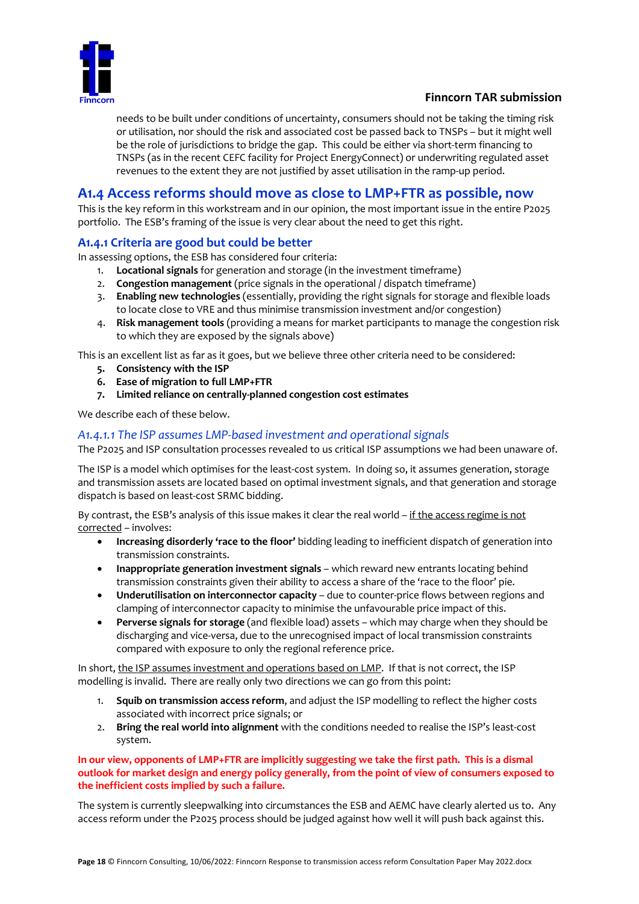needs to be built under conditions of uncertainty, consumers should not be taking the timing risk or utilisation, nor should the risk and associated cost be passed back to TNSPs – but it might well be the role of jurisdictions to bridge the gap. This could be either via short-term financing to TNSPs (as in the recent CEFC facility for Project EnergyConnect) or underwriting regulated asset revenues to the extent they are not justified by asset utilisation in the ramp-up period.

## A1.4 Access reforms should move as close to LMP+FTR as possible, now

This is the key reform in this workstream and in our opinion, the most important issue in the entire P2025 portfolio. The ESB's framing of the issue is very clear about the need to get this right.

### A1.4.1 Criteria are good but could be better

In assessing options, the ESB has considered four criteria:

1. **Locational signals** for generation and storage (in the investment timeframe)
2. **Congestion management** (price signals in the operational / dispatch timeframe)
3. **Enabling new technologies** (essentially, providing the right signals for storage and flexible loads to locate close to VRE and thus minimise transmission investment and/or congestion)
4. **Risk management tools** (providing a means for market participants to manage the congestion risk to which they are exposed by the signals above)

This is an excellent list as far as it goes, but we believe three other criteria need to be considered:

5. **Consistency with the ISP**
6. **Ease of migration to full LMP+FTR**
7. **Limited reliance on centrally-planned congestion cost estimates**

We describe each of these below.

#### *A1.4.1.1 The ISP assumes LMP-based investment and operational signals*

The P2025 and ISP consultation processes revealed to us critical ISP assumptions we had been unaware of.

The ISP is a model which optimises for the least-cost system. In doing so, it assumes generation, storage and transmission assets are located based on optimal investment signals, and that generation and storage dispatch is based on least-cost SRMC bidding.

By contrast, the ESB's analysis of this issue makes it clear the real world – <u>if the access regime is not corrected</u> – involves:

- **Increasing disorderly 'race to the floor'** bidding leading to inefficient dispatch of generation into transmission constraints.
- **Inappropriate generation investment signals** – which reward new entrants locating behind transmission constraints given their ability to access a share of the 'race to the floor' pie.
- **Underutilisation on interconnector capacity** – due to counter-price flows between regions and clamping of interconnector capacity to minimise the unfavourable price impact of this.
- **Perverse signals for storage** (and flexible load) assets – which may charge when they should be discharging and vice-versa, due to the unrecognised impact of local transmission constraints compared with exposure to only the regional reference price.

In short, <u>the ISP assumes investment and operations based on LMP</u>. If that is not correct, the ISP modelling is invalid. There are really only two directions we can go from this point:

1. **Squib on transmission access reform**, and adjust the ISP modelling to reflect the higher costs associated with incorrect price signals; or
2. **Bring the real world into alignment** with the conditions needed to realise the ISP's least-cost system.

**In our view, opponents of LMP+FTR are implicitly suggesting we take the first path. This is a dismal outlook for market design and energy policy generally, from the point of view of consumers exposed to the inefficient costs implied by such a failure.**

The system is currently sleepwalking into circumstances the ESB and AEMC have clearly alerted us to. Any access reform under the P2025 process should be judged against how well it will push back against this.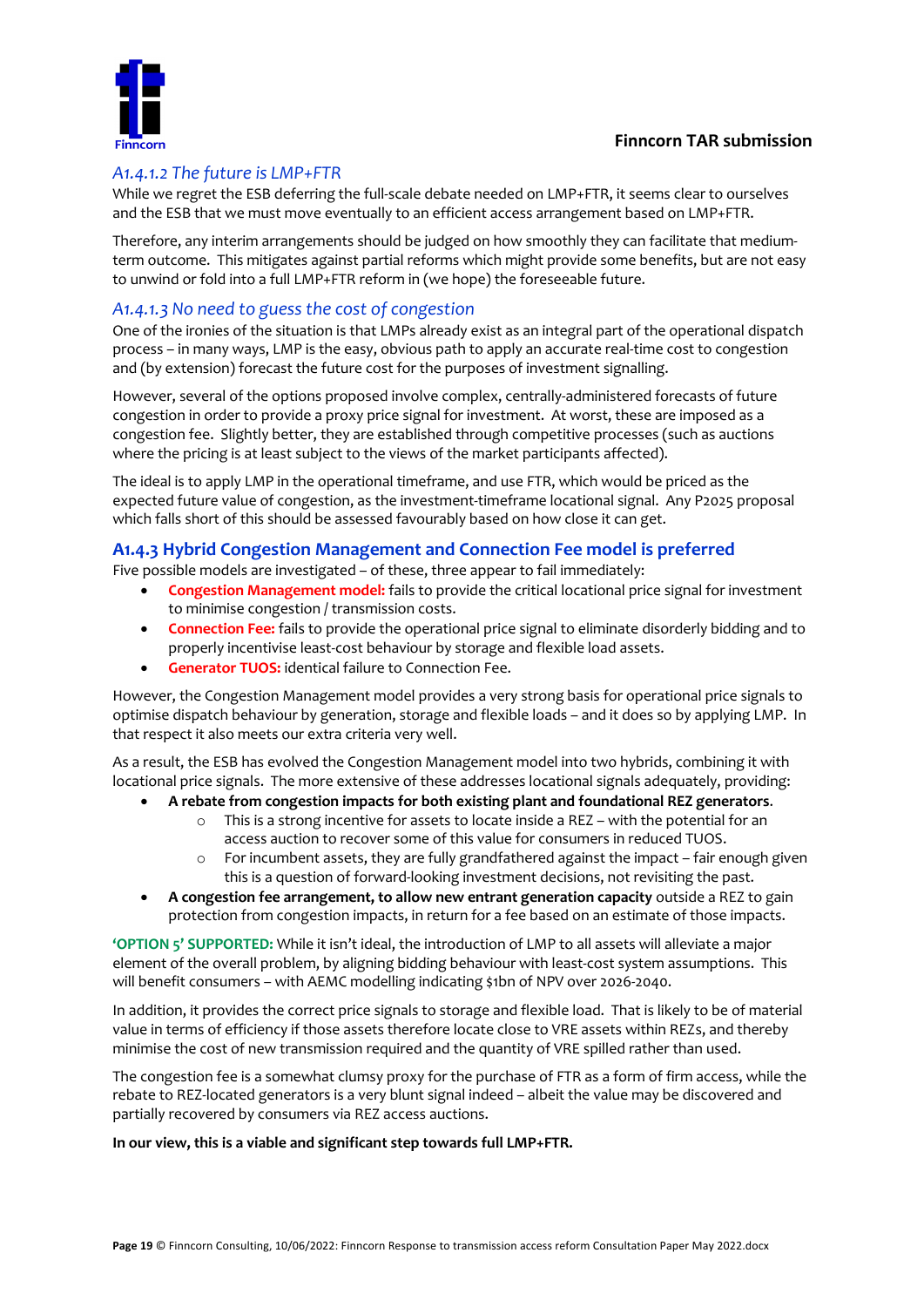#### A1.4.1.2 The future is LMP+FTR

While we regret the ESB deferring the full-scale debate needed on LMP+FTR, it seems clear to ourselves and the ESB that we must move eventually to an efficient access arrangement based on LMP+FTR.

Therefore, any interim arrangements should be judged on how smoothly they can facilitate that medium-term outcome. This mitigates against partial reforms which might provide some benefits, but are not easy to unwind or fold into a full LMP+FTR reform in (we hope) the foreseeable future.

#### A1.4.1.3 No need to guess the cost of congestion

One of the ironies of the situation is that LMPs already exist as an integral part of the operational dispatch process – in many ways, LMP is the easy, obvious path to apply an accurate real-time cost to congestion and (by extension) forecast the future cost for the purposes of investment signalling.

However, several of the options proposed involve complex, centrally-administered forecasts of future congestion in order to provide a proxy price signal for investment. At worst, these are imposed as a congestion fee. Slightly better, they are established through competitive processes (such as auctions where the pricing is at least subject to the views of the market participants affected).

The ideal is to apply LMP in the operational timeframe, and use FTR, which would be priced as the expected future value of congestion, as the investment-timeframe locational signal. Any P2025 proposal which falls short of this should be assessed favourably based on how close it can get.

### A1.4.3 Hybrid Congestion Management and Connection Fee model is preferred

Five possible models are investigated – of these, three appear to fail immediately:

- **Congestion Management model:** fails to provide the critical locational price signal for investment to minimise congestion / transmission costs.
- **Connection Fee:** fails to provide the operational price signal to eliminate disorderly bidding and to properly incentivise least-cost behaviour by storage and flexible load assets.
- **Generator TUOS:** identical failure to Connection Fee.

However, the Congestion Management model provides a very strong basis for operational price signals to optimise dispatch behaviour by generation, storage and flexible loads – and it does so by applying LMP. In that respect it also meets our extra criteria very well.

As a result, the ESB has evolved the Congestion Management model into two hybrids, combining it with locational price signals. The more extensive of these addresses locational signals adequately, providing:

- **A rebate from congestion impacts for both existing plant and foundational REZ generators**.
  - This is a strong incentive for assets to locate inside a REZ – with the potential for an access auction to recover some of this value for consumers in reduced TUOS.
  - For incumbent assets, they are fully grandfathered against the impact – fair enough given this is a question of forward-looking investment decisions, not revisiting the past.
- **A congestion fee arrangement, to allow new entrant generation capacity** outside a REZ to gain protection from congestion impacts, in return for a fee based on an estimate of those impacts.

**'OPTION 5' SUPPORTED:** While it isn't ideal, the introduction of LMP to all assets will alleviate a major element of the overall problem, by aligning bidding behaviour with least-cost system assumptions. This will benefit consumers – with AEMC modelling indicating $1bn of NPV over 2026-2040.

In addition, it provides the correct price signals to storage and flexible load. That is likely to be of material value in terms of efficiency if those assets therefore locate close to VRE assets within REZs, and thereby minimise the cost of new transmission required and the quantity of VRE spilled rather than used.

The congestion fee is a somewhat clumsy proxy for the purchase of FTR as a form of firm access, while the rebate to REZ-located generators is a very blunt signal indeed – albeit the value may be discovered and partially recovered by consumers via REZ access auctions.

**In our view, this is a viable and significant step towards full LMP+FTR.**